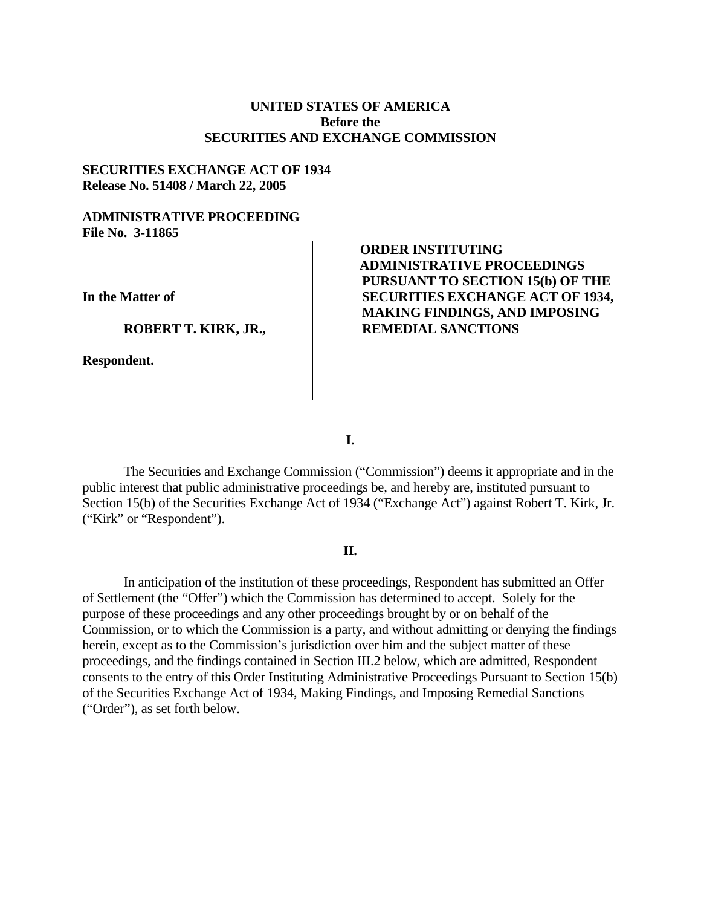**UNITED STATES OF AMERICA**
**Before the**
**SECURITIES AND EXCHANGE COMMISSION**

**SECURITIES EXCHANGE ACT OF 1934**
**Release No. 51408 / March 22, 2005**

**ADMINISTRATIVE PROCEEDING**
**File No. 3-11865**

**In the Matter of**

**ROBERT T. KIRK, JR.,**

**Respondent.**

**ORDER INSTITUTING ADMINISTRATIVE PROCEEDINGS PURSUANT TO SECTION 15(b) OF THE SECURITIES EXCHANGE ACT OF 1934, MAKING FINDINGS, AND IMPOSING REMEDIAL SANCTIONS**

## I.

The Securities and Exchange Commission ("Commission") deems it appropriate and in the public interest that public administrative proceedings be, and hereby are, instituted pursuant to Section 15(b) of the Securities Exchange Act of 1934 ("Exchange Act") against Robert T. Kirk, Jr. ("Kirk" or "Respondent").

## II.

In anticipation of the institution of these proceedings, Respondent has submitted an Offer of Settlement (the "Offer") which the Commission has determined to accept. Solely for the purpose of these proceedings and any other proceedings brought by or on behalf of the Commission, or to which the Commission is a party, and without admitting or denying the findings herein, except as to the Commission's jurisdiction over him and the subject matter of these proceedings, and the findings contained in Section III.2 below, which are admitted, Respondent consents to the entry of this Order Instituting Administrative Proceedings Pursuant to Section 15(b) of the Securities Exchange Act of 1934, Making Findings, and Imposing Remedial Sanctions ("Order"), as set forth below.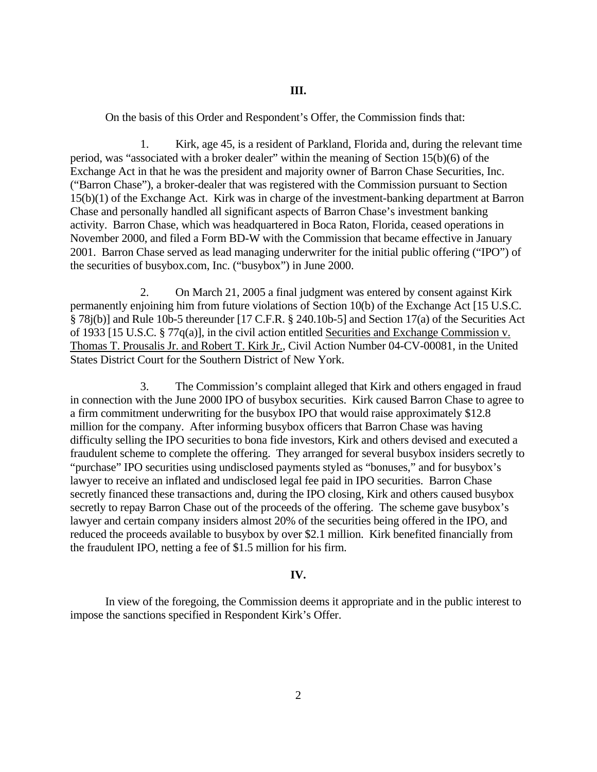**III.**

On the basis of this Order and Respondent's Offer, the Commission finds that:

1. Kirk, age 45, is a resident of Parkland, Florida and, during the relevant time period, was "associated with a broker dealer" within the meaning of Section 15(b)(6) of the Exchange Act in that he was the president and majority owner of Barron Chase Securities, Inc. ("Barron Chase"), a broker-dealer that was registered with the Commission pursuant to Section 15(b)(1) of the Exchange Act. Kirk was in charge of the investment-banking department at Barron Chase and personally handled all significant aspects of Barron Chase's investment banking activity. Barron Chase, which was headquartered in Boca Raton, Florida, ceased operations in November 2000, and filed a Form BD-W with the Commission that became effective in January 2001. Barron Chase served as lead managing underwriter for the initial public offering ("IPO") of the securities of busybox.com, Inc. ("busybox") in June 2000.

2. On March 21, 2005 a final judgment was entered by consent against Kirk permanently enjoining him from future violations of Section 10(b) of the Exchange Act [15 U.S.C. § 78j(b)] and Rule 10b-5 thereunder [17 C.F.R. § 240.10b-5] and Section 17(a) of the Securities Act of 1933 [15 U.S.C. § 77q(a)], in the civil action entitled Securities and Exchange Commission v. Thomas T. Prousalis Jr. and Robert T. Kirk Jr., Civil Action Number 04-CV-00081, in the United States District Court for the Southern District of New York.

3. The Commission's complaint alleged that Kirk and others engaged in fraud in connection with the June 2000 IPO of busybox securities. Kirk caused Barron Chase to agree to a firm commitment underwriting for the busybox IPO that would raise approximately $12.8 million for the company. After informing busybox officers that Barron Chase was having difficulty selling the IPO securities to bona fide investors, Kirk and others devised and executed a fraudulent scheme to complete the offering. They arranged for several busybox insiders secretly to "purchase" IPO securities using undisclosed payments styled as "bonuses," and for busybox's lawyer to receive an inflated and undisclosed legal fee paid in IPO securities. Barron Chase secretly financed these transactions and, during the IPO closing, Kirk and others caused busybox secretly to repay Barron Chase out of the proceeds of the offering. The scheme gave busybox's lawyer and certain company insiders almost 20% of the securities being offered in the IPO, and reduced the proceeds available to busybox by over $2.1 million. Kirk benefited financially from the fraudulent IPO, netting a fee of $1.5 million for his firm.

**IV.**

In view of the foregoing, the Commission deems it appropriate and in the public interest to impose the sanctions specified in Respondent Kirk's Offer.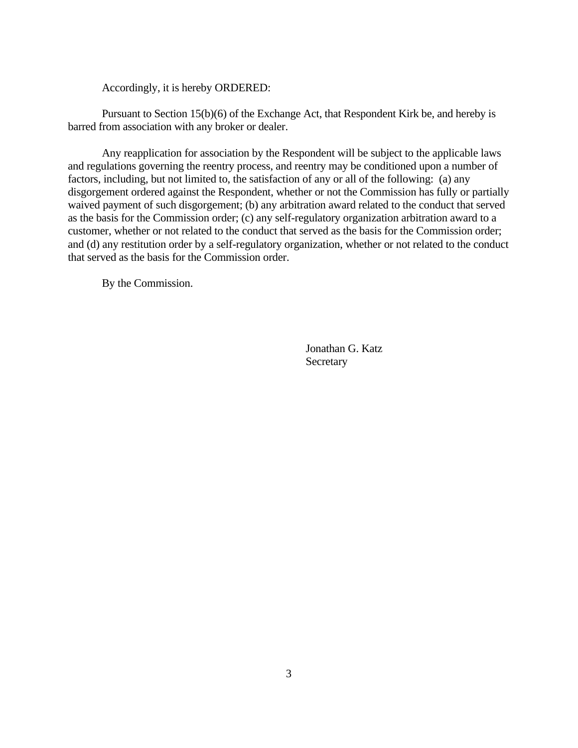Accordingly, it is hereby ORDERED:

Pursuant to Section 15(b)(6) of the Exchange Act, that Respondent Kirk be, and hereby is barred from association with any broker or dealer.

Any reapplication for association by the Respondent will be subject to the applicable laws and regulations governing the reentry process, and reentry may be conditioned upon a number of factors, including, but not limited to, the satisfaction of any or all of the following: (a) any disgorgement ordered against the Respondent, whether or not the Commission has fully or partially waived payment of such disgorgement; (b) any arbitration award related to the conduct that served as the basis for the Commission order; (c) any self-regulatory organization arbitration award to a customer, whether or not related to the conduct that served as the basis for the Commission order; and (d) any restitution order by a self-regulatory organization, whether or not related to the conduct that served as the basis for the Commission order.

By the Commission.

Jonathan G. Katz
Secretary